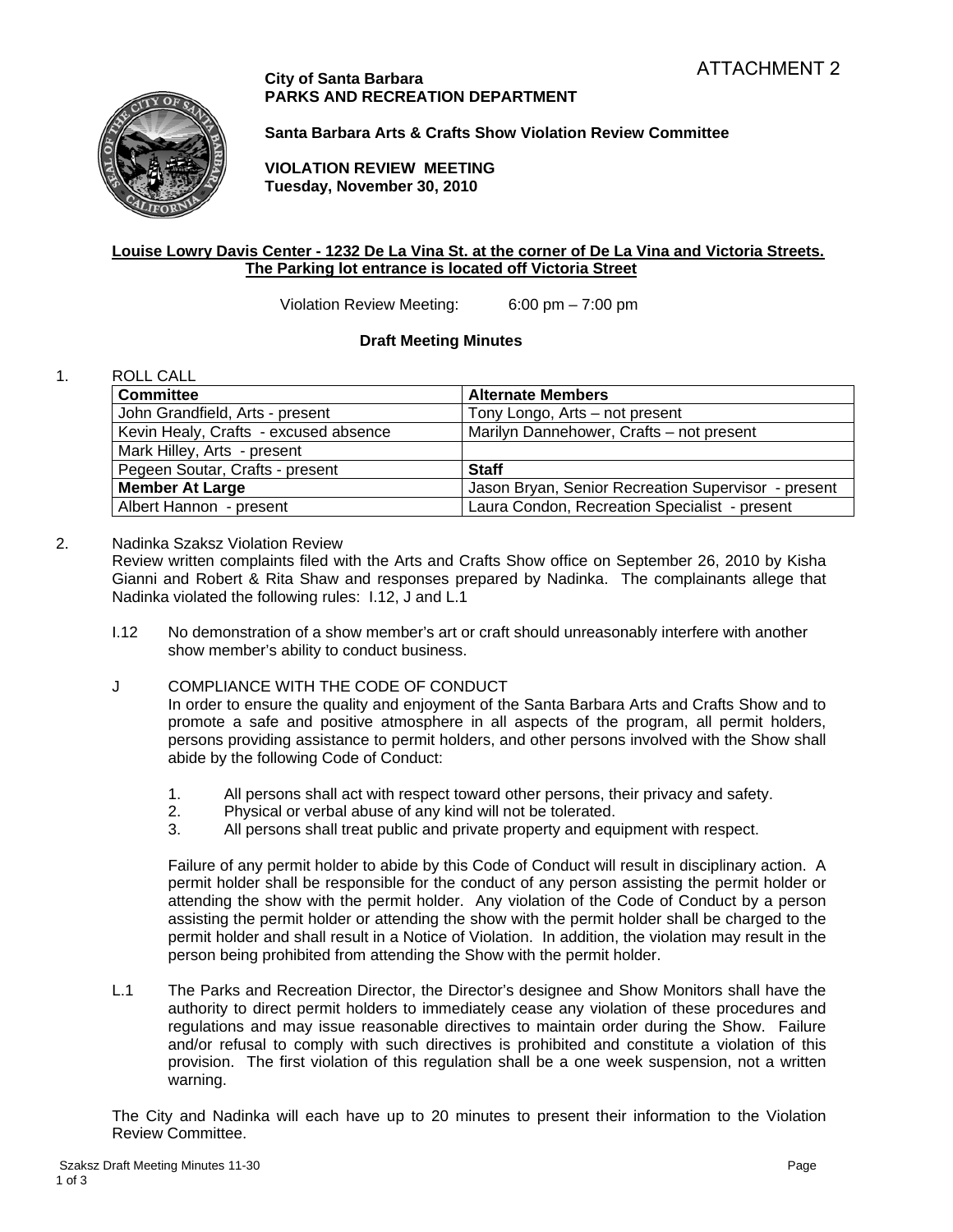ATTACHMENT 2

**City of Santa Barbara**
**PARKS AND RECREATION DEPARTMENT**

**Santa Barbara Arts & Crafts Show Violation Review Committee**

**VIOLATION REVIEW MEETING**
**Tuesday, November 30, 2010**

**Louise Lowry Davis Center - 1232 De La Vina St. at the corner of De La Vina and Victoria Streets. The Parking lot entrance is located off Victoria Street**

Violation Review Meeting: 6:00 pm – 7:00 pm

**Draft Meeting Minutes**

1. ROLL CALL

| **Committee** | **Alternate Members** |
|---|---|
| John Grandfield, Arts - present | Tony Longo, Arts – not present |
| Kevin Healy, Crafts - excused absence | Marilyn Dannehower, Crafts – not present |
| Mark Hilley, Arts - present | |
| Pegeen Soutar, Crafts - present | **Staff** |
| **Member At Large** | Jason Bryan, Senior Recreation Supervisor - present |
| Albert Hannon - present | Laura Condon, Recreation Specialist - present |

2. Nadinka Szaksz Violation Review

Review written complaints filed with the Arts and Crafts Show office on September 26, 2010 by Kisha Gianni and Robert & Rita Shaw and responses prepared by Nadinka. The complainants allege that Nadinka violated the following rules: I.12, J and L.1

I.12 No demonstration of a show member's art or craft should unreasonably interfere with another show member's ability to conduct business.

J COMPLIANCE WITH THE CODE OF CONDUCT

In order to ensure the quality and enjoyment of the Santa Barbara Arts and Crafts Show and to promote a safe and positive atmosphere in all aspects of the program, all permit holders, persons providing assistance to permit holders, and other persons involved with the Show shall abide by the following Code of Conduct:

1. All persons shall act with respect toward other persons, their privacy and safety.
2. Physical or verbal abuse of any kind will not be tolerated.
3. All persons shall treat public and private property and equipment with respect.

Failure of any permit holder to abide by this Code of Conduct will result in disciplinary action. A permit holder shall be responsible for the conduct of any person assisting the permit holder or attending the show with the permit holder. Any violation of the Code of Conduct by a person assisting the permit holder or attending the show with the permit holder shall be charged to the permit holder and shall result in a Notice of Violation. In addition, the violation may result in the person being prohibited from attending the Show with the permit holder.

L.1 The Parks and Recreation Director, the Director's designee and Show Monitors shall have the authority to direct permit holders to immediately cease any violation of these procedures and regulations and may issue reasonable directives to maintain order during the Show. Failure and/or refusal to comply with such directives is prohibited and constitute a violation of this provision. The first violation of this regulation shall be a one week suspension, not a written warning.

The City and Nadinka will each have up to 20 minutes to present their information to the Violation Review Committee.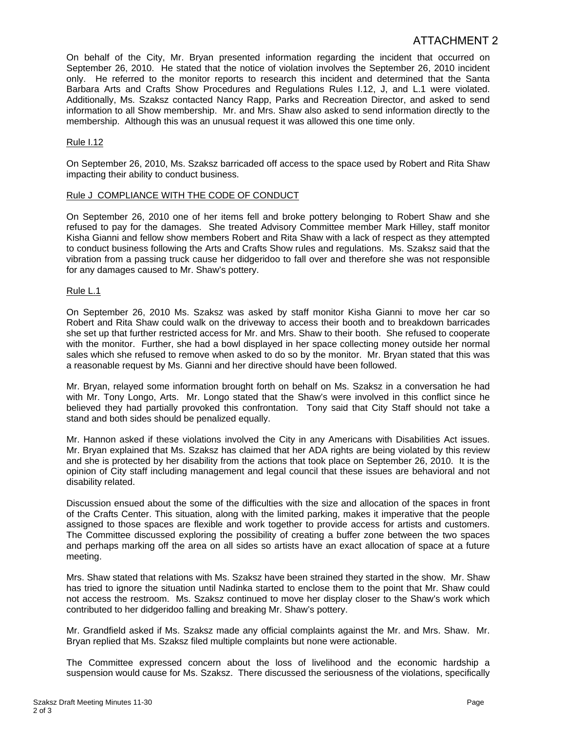ATTACHMENT 2

On behalf of the City, Mr. Bryan presented information regarding the incident that occurred on September 26, 2010. He stated that the notice of violation involves the September 26, 2010 incident only. He referred to the monitor reports to research this incident and determined that the Santa Barbara Arts and Crafts Show Procedures and Regulations Rules I.12, J, and L.1 were violated. Additionally, Ms. Szaksz contacted Nancy Rapp, Parks and Recreation Director, and asked to send information to all Show membership. Mr. and Mrs. Shaw also asked to send information directly to the membership. Although this was an unusual request it was allowed this one time only.

Rule I.12

On September 26, 2010, Ms. Szaksz barricaded off access to the space used by Robert and Rita Shaw impacting their ability to conduct business.

Rule J COMPLIANCE WITH THE CODE OF CONDUCT

On September 26, 2010 one of her items fell and broke pottery belonging to Robert Shaw and she refused to pay for the damages. She treated Advisory Committee member Mark Hilley, staff monitor Kisha Gianni and fellow show members Robert and Rita Shaw with a lack of respect as they attempted to conduct business following the Arts and Crafts Show rules and regulations. Ms. Szaksz said that the vibration from a passing truck cause her didgeridoo to fall over and therefore she was not responsible for any damages caused to Mr. Shaw's pottery.

Rule L.1

On September 26, 2010 Ms. Szaksz was asked by staff monitor Kisha Gianni to move her car so Robert and Rita Shaw could walk on the driveway to access their booth and to breakdown barricades she set up that further restricted access for Mr. and Mrs. Shaw to their booth. She refused to cooperate with the monitor. Further, she had a bowl displayed in her space collecting money outside her normal sales which she refused to remove when asked to do so by the monitor. Mr. Bryan stated that this was a reasonable request by Ms. Gianni and her directive should have been followed.

Mr. Bryan, relayed some information brought forth on behalf on Ms. Szaksz in a conversation he had with Mr. Tony Longo, Arts. Mr. Longo stated that the Shaw's were involved in this conflict since he believed they had partially provoked this confrontation. Tony said that City Staff should not take a stand and both sides should be penalized equally.

Mr. Hannon asked if these violations involved the City in any Americans with Disabilities Act issues. Mr. Bryan explained that Ms. Szaksz has claimed that her ADA rights are being violated by this review and she is protected by her disability from the actions that took place on September 26, 2010. It is the opinion of City staff including management and legal council that these issues are behavioral and not disability related.

Discussion ensued about the some of the difficulties with the size and allocation of the spaces in front of the Crafts Center. This situation, along with the limited parking, makes it imperative that the people assigned to those spaces are flexible and work together to provide access for artists and customers. The Committee discussed exploring the possibility of creating a buffer zone between the two spaces and perhaps marking off the area on all sides so artists have an exact allocation of space at a future meeting.

Mrs. Shaw stated that relations with Ms. Szaksz have been strained they started in the show. Mr. Shaw has tried to ignore the situation until Nadinka started to enclose them to the point that Mr. Shaw could not access the restroom. Ms. Szaksz continued to move her display closer to the Shaw's work which contributed to her didgeridoo falling and breaking Mr. Shaw's pottery.

Mr. Grandfield asked if Ms. Szaksz made any official complaints against the Mr. and Mrs. Shaw. Mr. Bryan replied that Ms. Szaksz filed multiple complaints but none were actionable.

The Committee expressed concern about the loss of livelihood and the economic hardship a suspension would cause for Ms. Szaksz. There discussed the seriousness of the violations, specifically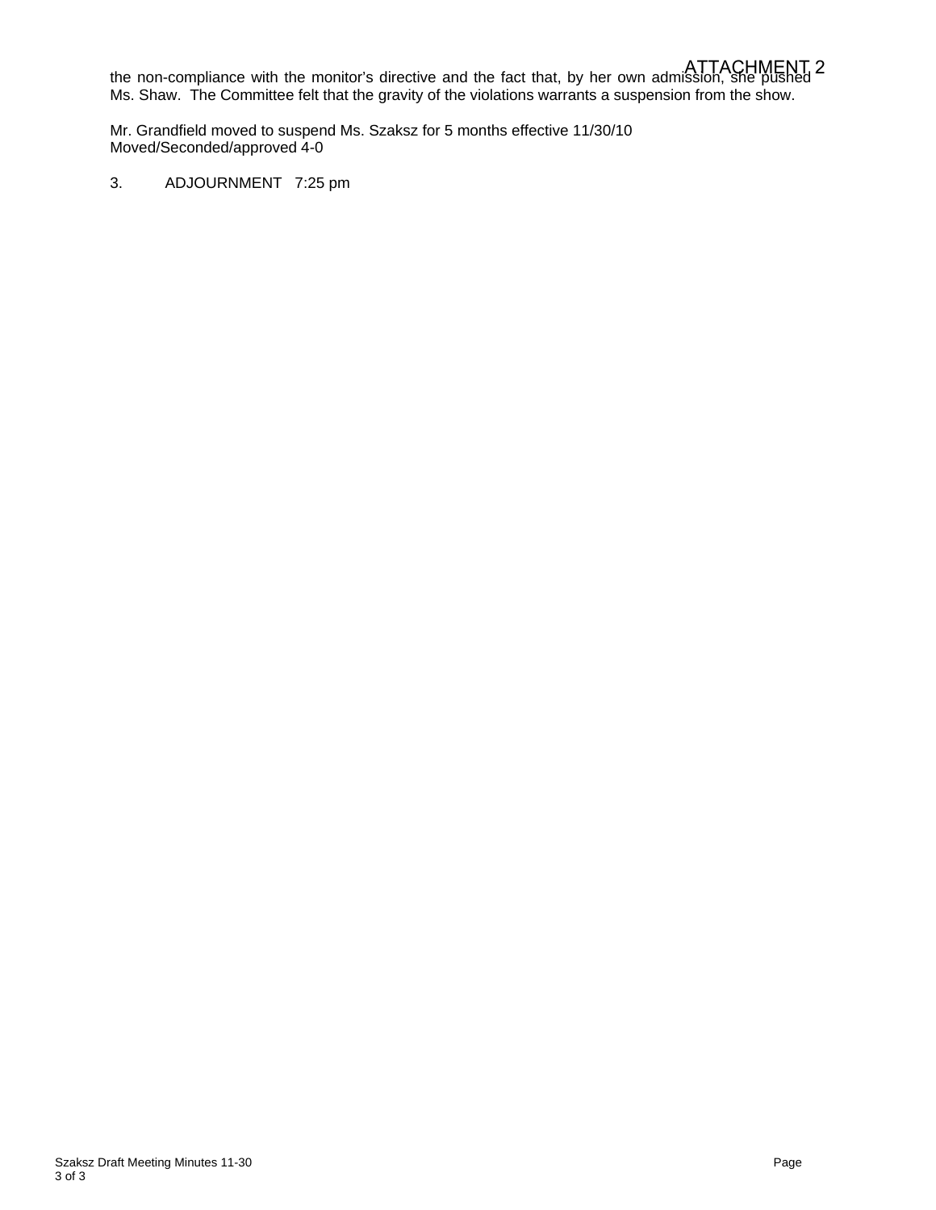the non-compliance with the monitor's directive and the fact that, by her own admission, she pushed Ms. Shaw. The Committee felt that the gravity of the violations warrants a suspension from the show.

Mr. Grandfield moved to suspend Ms. Szaksz for 5 months effective 11/30/10
Moved/Seconded/approved 4-0

3. ADJOURNMENT 7:25 pm